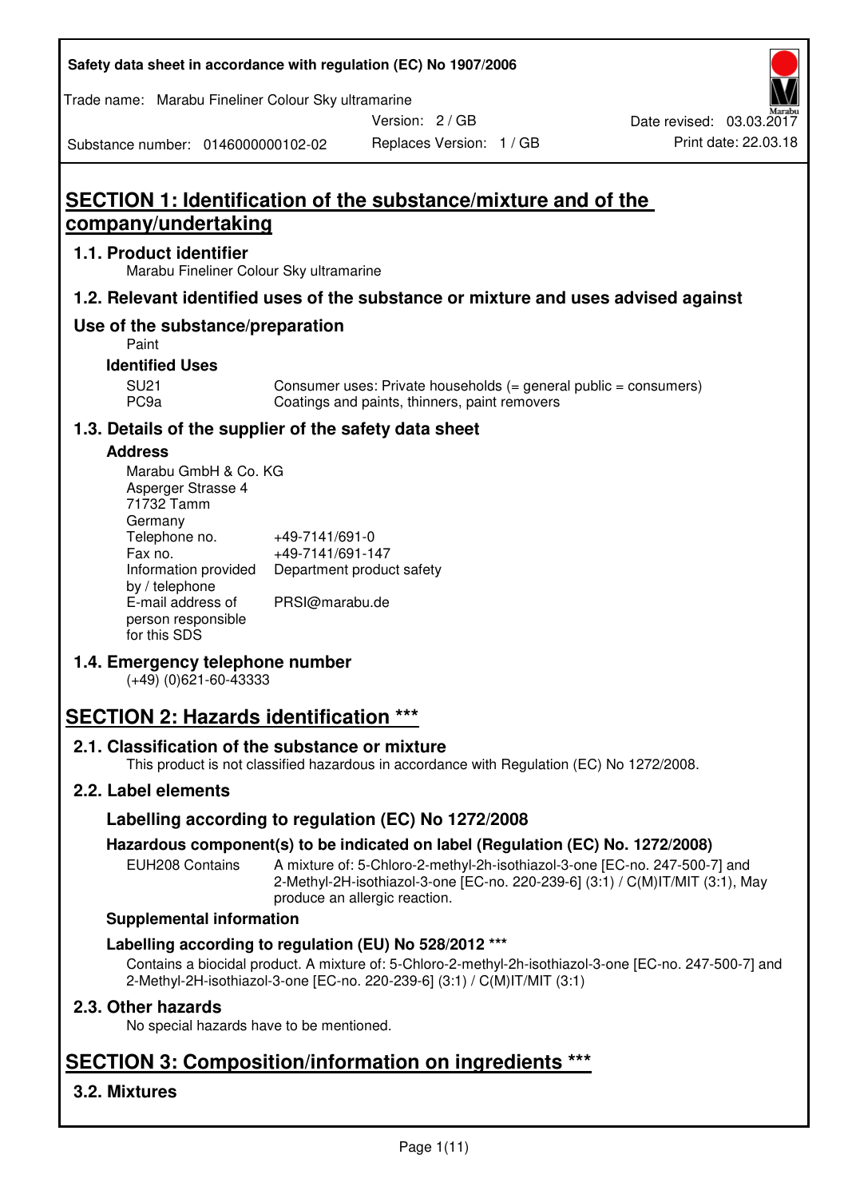# SECTION 1: Identification of the substance/mixture and of the company/undertaking

## 1.1. Product identifier

Marabu Fineliner Colour Sky ultramarine

## 1.2. Relevant identified uses of the substance or mixture and uses advised against

## Use of the substance/preparation

Paint

### Identified Uses

| | |
|---|---|
| SU21 | Consumer uses: Private households (= general public = consumers) |
| PC9a | Coatings and paints, thinners, paint removers |

## 1.3. Details of the supplier of the safety data sheet

### Address

Marabu GmbH & Co. KG
Asperger Strasse 4
71732 Tamm
Germany

| | |
|---|---|
| Telephone no. | +49-7141/691-0 |
| Fax no. | +49-7141/691-147 |
| Information provided by / telephone | Department product safety |
| E-mail address of person responsible for this SDS | PRSI@marabu.de |

## 1.4. Emergency telephone number

(+49) (0)621-60-43333

# SECTION 2: Hazards identification ***

## 2.1. Classification of the substance or mixture

This product is not classified hazardous in accordance with Regulation (EC) No 1272/2008.

## 2.2. Label elements

### Labelling according to regulation (EC) No 1272/2008

### Hazardous component(s) to be indicated on label (Regulation (EC) No. 1272/2008)

EUH208 Contains A mixture of: 5-Chloro-2-methyl-2h-isothiazol-3-one [EC-no. 247-500-7] and 2-Methyl-2H-isothiazol-3-one [EC-no. 220-239-6] (3:1) / C(M)IT/MIT (3:1), May produce an allergic reaction.

### Supplemental information

### Labelling according to regulation (EU) No 528/2012 ***

Contains a biocidal product. A mixture of: 5-Chloro-2-methyl-2h-isothiazol-3-one [EC-no. 247-500-7] and 2-Methyl-2H-isothiazol-3-one [EC-no. 220-239-6] (3:1) / C(M)IT/MIT (3:1)

## 2.3. Other hazards

No special hazards have to be mentioned.

# SECTION 3: Composition/information on ingredients ***

## 3.2. Mixtures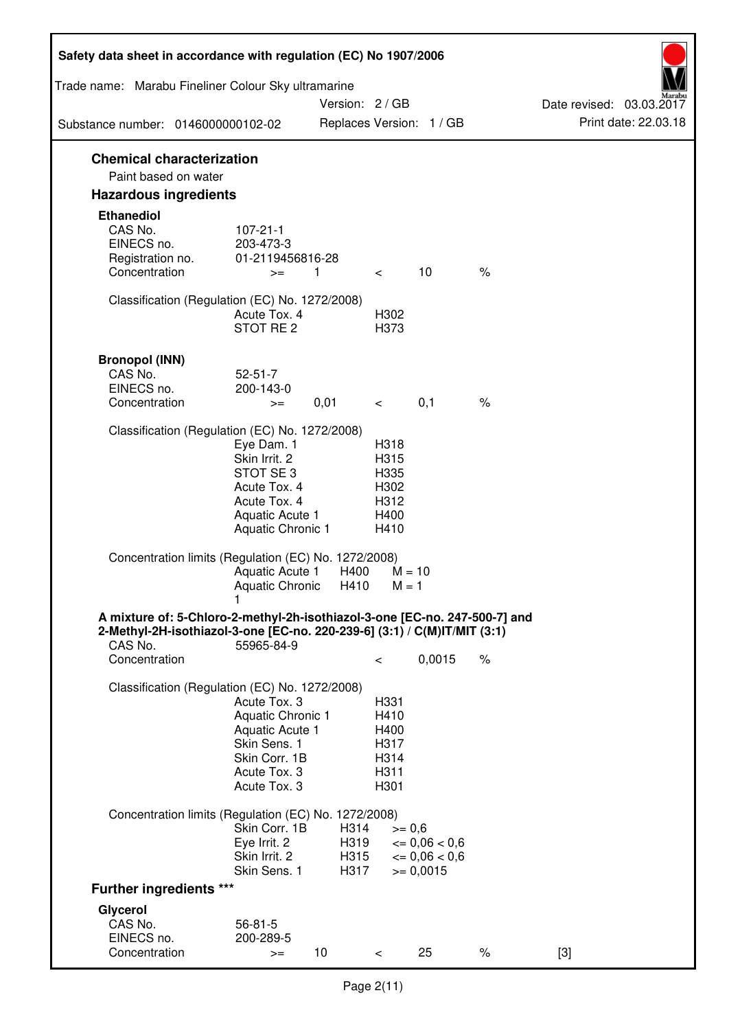## Chemical characterization

Paint based on water

## Hazardous ingredients

### Ethanediol

| | | | | | |
|---|---|---|---|---|---|
| CAS No. | 107-21-1 | | | | |
| EINECS no. | 203-473-3 | | | | |
| Registration no. | 01-2119456816-28 | | | | |
| Concentration | >= | 1 | < | 10 | % |

Classification (Regulation (EC) No. 1272/2008)

| | |
|---|---|
| Acute Tox. 4 | H302 |
| STOT RE 2 | H373 |

### Bronopol (INN)

| | | | | | |
|---|---|---|---|---|---|
| CAS No. | 52-51-7 | | | | |
| EINECS no. | 200-143-0 | | | | |
| Concentration | >= | 0,01 | < | 0,1 | % |

Classification (Regulation (EC) No. 1272/2008)

| | |
|---|---|
| Eye Dam. 1 | H318 |
| Skin Irrit. 2 | H315 |
| STOT SE 3 | H335 |
| Acute Tox. 4 | H302 |
| Acute Tox. 4 | H312 |
| Aquatic Acute 1 | H400 |
| Aquatic Chronic 1 | H410 |

Concentration limits (Regulation (EC) No. 1272/2008)

| | | |
|---|---|---|
| Aquatic Acute 1 | H400 | M = 10 |
| Aquatic Chronic 1 | H410 | M = 1 |

### A mixture of: 5-Chloro-2-methyl-2h-isothiazol-3-one [EC-no. 247-500-7] and 2-Methyl-2H-isothiazol-3-one [EC-no. 220-239-6] (3:1) / C(M)IT/MIT (3:1)

| | | | |
|---|---|---|---|
| CAS No. | 55965-84-9 | | |
| Concentration | < | 0,0015 | % |

Classification (Regulation (EC) No. 1272/2008)

| | |
|---|---|
| Acute Tox. 3 | H331 |
| Aquatic Chronic 1 | H410 |
| Aquatic Acute 1 | H400 |
| Skin Sens. 1 | H317 |
| Skin Corr. 1B | H314 |
| Acute Tox. 3 | H311 |
| Acute Tox. 3 | H301 |

Concentration limits (Regulation (EC) No. 1272/2008)

| | | |
|---|---|---|
| Skin Corr. 1B | H314 | >= 0,6 |
| Eye Irrit. 2 | H319 | <= 0,06 < 0,6 |
| Skin Irrit. 2 | H315 | <= 0,06 < 0,6 |
| Skin Sens. 1 | H317 | >= 0,0015 |

## Further ingredients ***

### Glycerol

| | | | | | | |
|---|---|---|---|---|---|---|
| CAS No. | 56-81-5 | | | | | |
| EINECS no. | 200-289-5 | | | | | |
| Concentration | >= | 10 | < | 25 | % | [3] |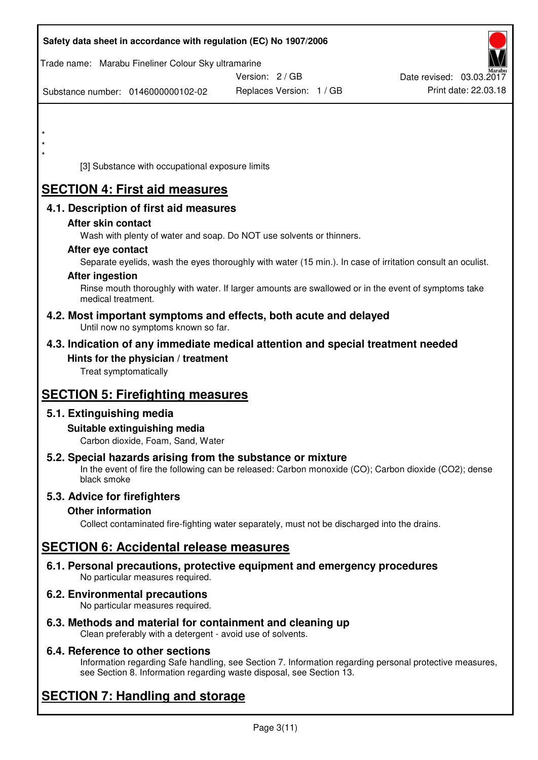*
*
*

[3] Substance with occupational exposure limits

# SECTION 4: First aid measures

## 4.1. Description of first aid measures

### After skin contact

Wash with plenty of water and soap. Do NOT use solvents or thinners.

### After eye contact

Separate eyelids, wash the eyes thoroughly with water (15 min.). In case of irritation consult an oculist.

### After ingestion

Rinse mouth thoroughly with water. If larger amounts are swallowed or in the event of symptoms take medical treatment.

## 4.2. Most important symptoms and effects, both acute and delayed

Until now no symptoms known so far.

## 4.3. Indication of any immediate medical attention and special treatment needed

### Hints for the physician / treatment

Treat symptomatically

# SECTION 5: Firefighting measures

## 5.1. Extinguishing media

### Suitable extinguishing media

Carbon dioxide, Foam, Sand, Water

## 5.2. Special hazards arising from the substance or mixture

In the event of fire the following can be released: Carbon monoxide (CO); Carbon dioxide ($CO_2$); dense black smoke

## 5.3. Advice for firefighters

### Other information

Collect contaminated fire-fighting water separately, must not be discharged into the drains.

# SECTION 6: Accidental release measures

## 6.1. Personal precautions, protective equipment and emergency procedures

No particular measures required.

## 6.2. Environmental precautions

No particular measures required.

## 6.3. Methods and material for containment and cleaning up

Clean preferably with a detergent - avoid use of solvents.

## 6.4. Reference to other sections

Information regarding Safe handling, see Section 7. Information regarding personal protective measures, see Section 8. Information regarding waste disposal, see Section 13.

# SECTION 7: Handling and storage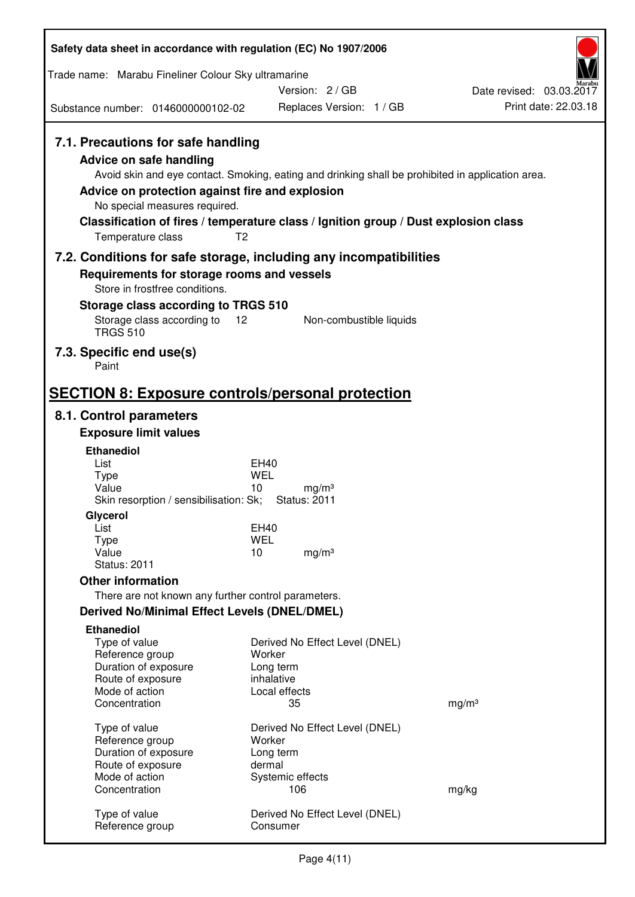## 7.1. Precautions for safe handling

### Advice on safe handling

Avoid skin and eye contact. Smoking, eating and drinking shall be prohibited in application area.

### Advice on protection against fire and explosion

No special measures required.

### Classification of fires / temperature class / Ignition group / Dust explosion class

Temperature class T2

## 7.2. Conditions for safe storage, including any incompatibilities

### Requirements for storage rooms and vessels

Store in frostfree conditions.

### Storage class according to TRGS 510

| | | |
|---|---|---|
| Storage class according to TRGS 510 | 12 | Non-combustible liquids |

## 7.3. Specific end use(s)

Paint

# SECTION 8: Exposure controls/personal protection

## 8.1. Control parameters

### Exposure limit values

**Ethanediol**

| | | |
|---|---|---|
| List | EH40 | |
| Type | WEL | |
| Value | 10 | mg/m³ |

Skin resorption / sensibilisation: Sk; Status: 2011

**Glycerol**

| | | |
|---|---|---|
| List | EH40 | |
| Type | WEL | |
| Value | 10 | mg/m³ |

Status: 2011

### Other information

There are not known any further control parameters.

### Derived No/Minimal Effect Levels (DNEL/DMEL)

**Ethanediol**

| | | |
|---|---|---|
| Type of value | Derived No Effect Level (DNEL) | |
| Reference group | Worker | |
| Duration of exposure | Long term | |
| Route of exposure | inhalative | |
| Mode of action | Local effects | |
| Concentration | 35 | mg/m³ |

| | | |
|---|---|---|
| Type of value | Derived No Effect Level (DNEL) | |
| Reference group | Worker | |
| Duration of exposure | Long term | |
| Route of exposure | dermal | |
| Mode of action | Systemic effects | |
| Concentration | 106 | mg/kg |

| | |
|---|---|
| Type of value | Derived No Effect Level (DNEL) |
| Reference group | Consumer |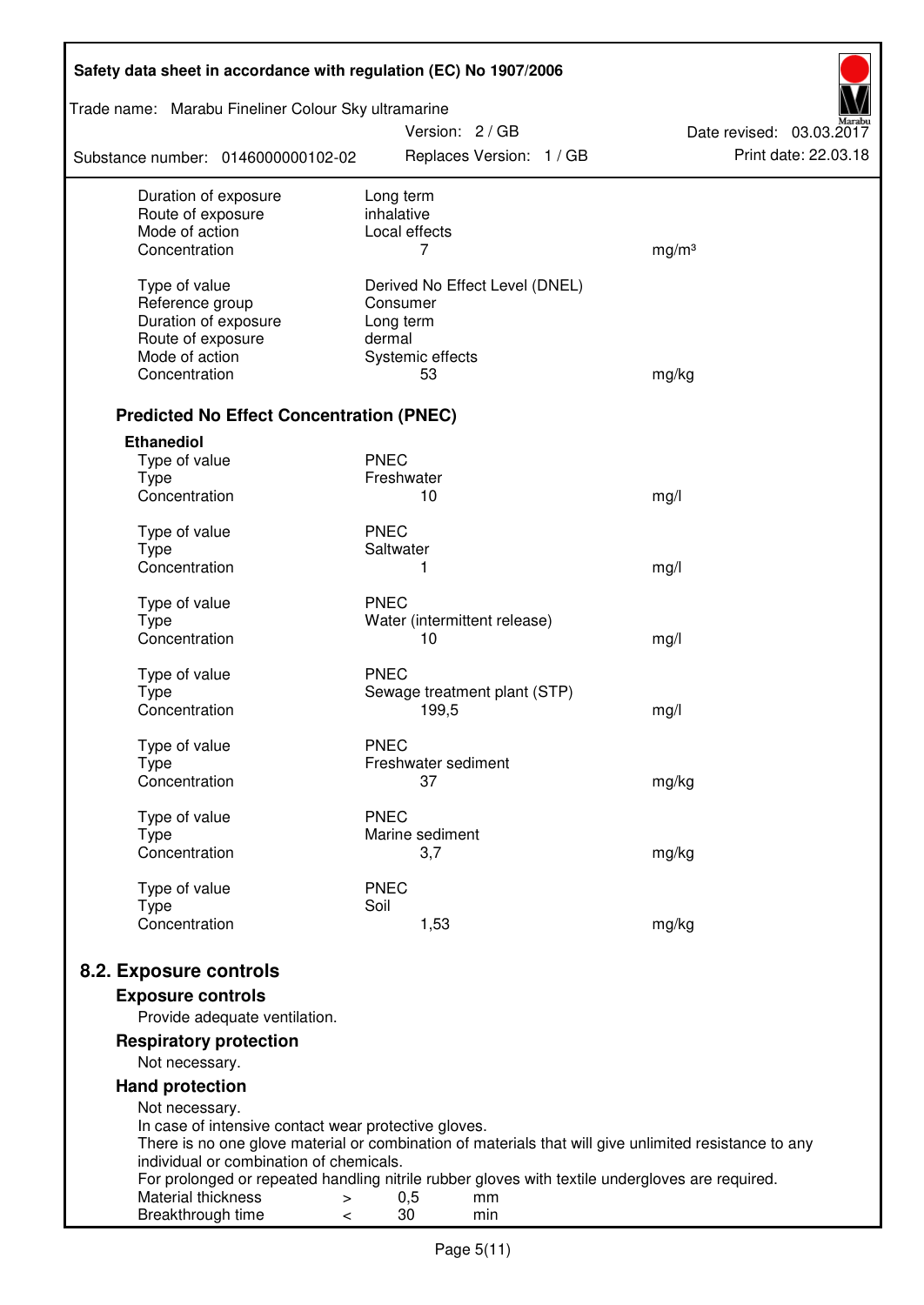| | | |
|---|---|---|
| Duration of exposure | Long term | |
| Route of exposure | inhalative | |
| Mode of action | Local effects | |
| Concentration | 7 | mg/m³ |

| | | |
|---|---|---|
| Type of value | Derived No Effect Level (DNEL) | |
| Reference group | Consumer | |
| Duration of exposure | Long term | |
| Route of exposure | dermal | |
| Mode of action | Systemic effects | |
| Concentration | 53 | mg/kg |

### Predicted No Effect Concentration (PNEC)

**Ethanediol**

| | | |
|---|---|---|
| Type of value | PNEC | |
| Type | Freshwater | |
| Concentration | 10 | mg/l |

| | | |
|---|---|---|
| Type of value | PNEC | |
| Type | Saltwater | |
| Concentration | 1 | mg/l |

| | | |
|---|---|---|
| Type of value | PNEC | |
| Type | Water (intermittent release) | |
| Concentration | 10 | mg/l |

| | | |
|---|---|---|
| Type of value | PNEC | |
| Type | Sewage treatment plant (STP) | |
| Concentration | 199,5 | mg/l |

| | | |
|---|---|---|
| Type of value | PNEC | |
| Type | Freshwater sediment | |
| Concentration | 37 | mg/kg |

| | | |
|---|---|---|
| Type of value | PNEC | |
| Type | Marine sediment | |
| Concentration | 3,7 | mg/kg |

| | | |
|---|---|---|
| Type of value | PNEC | |
| Type | Soil | |
| Concentration | 1,53 | mg/kg |

## 8.2. Exposure controls

### Exposure controls

Provide adequate ventilation.

### Respiratory protection

Not necessary.

### Hand protection

Not necessary.
In case of intensive contact wear protective gloves.
There is no one glove material or combination of materials that will give unlimited resistance to any individual or combination of chemicals.
For prolonged or repeated handling nitrile rubber gloves with textile undergloves are required.

| | | | |
|---|---|---|---|
| Material thickness | > | 0,5 | mm |
| Breakthrough time | < | 30 | min |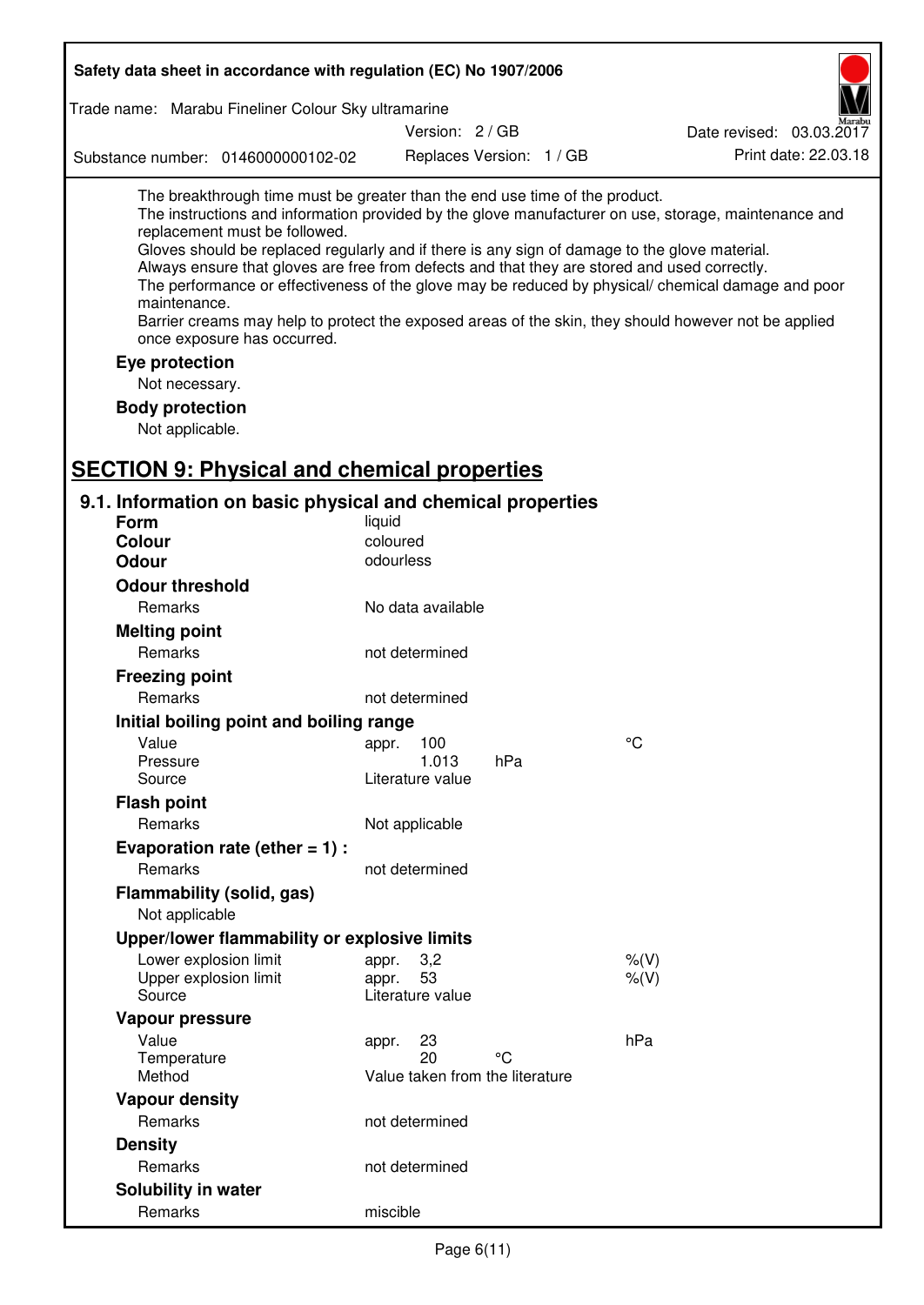The breakthrough time must be greater than the end use time of the product.
The instructions and information provided by the glove manufacturer on use, storage, maintenance and replacement must be followed.
Gloves should be replaced regularly and if there is any sign of damage to the glove material.
Always ensure that gloves are free from defects and that they are stored and used correctly.
The performance or effectiveness of the glove may be reduced by physical/ chemical damage and poor maintenance.
Barrier creams may help to protect the exposed areas of the skin, they should however not be applied once exposure has occurred.

**Eye protection**

Not necessary.

**Body protection**

Not applicable.

# SECTION 9: Physical and chemical properties

## 9.1. Information on basic physical and chemical properties

| | | | |
|---|---|---|---|
| **Form** | liquid | | |
| **Colour** | coloured | | |
| **Odour** | odourless | | |
| **Odour threshold** | | | |
| Remarks | No data available | | |
| **Melting point** | | | |
| Remarks | not determined | | |
| **Freezing point** | | | |
| Remarks | not determined | | |
| **Initial boiling point and boiling range** | | | |
| Value | appr. 100 | | °C |
| Pressure | 1.013 | hPa | |
| Source | Literature value | | |
| **Flash point** | | | |
| Remarks | Not applicable | | |
| **Evaporation rate (ether = 1) :** | | | |
| Remarks | not determined | | |
| **Flammability (solid, gas)** | | | |
| Not applicable | | | |
| **Upper/lower flammability or explosive limits** | | | |
| Lower explosion limit | appr. 3,2 | | %(V) |
| Upper explosion limit | appr. 53 | | %(V) |
| Source | Literature value | | |
| **Vapour pressure** | | | |
| Value | appr. 23 | | hPa |
| Temperature | 20 | °C | |
| Method | Value taken from the literature | | |
| **Vapour density** | | | |
| Remarks | not determined | | |
| **Density** | | | |
| Remarks | not determined | | |
| **Solubility in water** | | | |
| Remarks | miscible | | |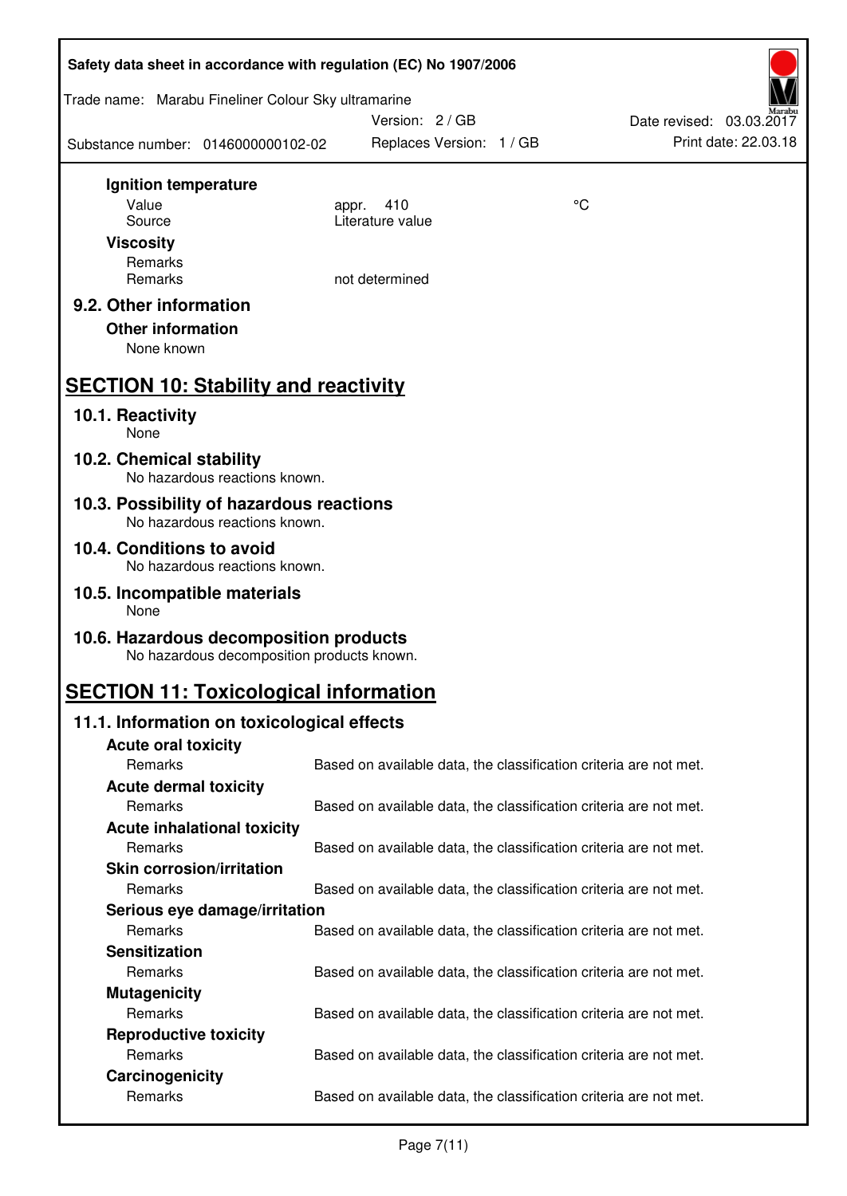**Ignition temperature**

| | | |
|---|---|---|
| Value | appr. 410 | °C |
| Source | Literature value | |

**Viscosity**

| | |
|---|---|
| Remarks | |
| Remarks | not determined |

### 9.2. Other information

**Other information**

None known

## SECTION 10: Stability and reactivity

### 10.1. Reactivity

None

### 10.2. Chemical stability

No hazardous reactions known.

### 10.3. Possibility of hazardous reactions

No hazardous reactions known.

### 10.4. Conditions to avoid

No hazardous reactions known.

### 10.5. Incompatible materials

None

### 10.6. Hazardous decomposition products

No hazardous decomposition products known.

## SECTION 11: Toxicological information

### 11.1. Information on toxicological effects

**Acute oral toxicity**

Remarks: Based on available data, the classification criteria are not met.

**Acute dermal toxicity**

Remarks: Based on available data, the classification criteria are not met.

**Acute inhalational toxicity**

Remarks: Based on available data, the classification criteria are not met.

**Skin corrosion/irritation**

Remarks: Based on available data, the classification criteria are not met.

**Serious eye damage/irritation**

Remarks: Based on available data, the classification criteria are not met.

**Sensitization**

Remarks: Based on available data, the classification criteria are not met.

**Mutagenicity**

Remarks: Based on available data, the classification criteria are not met.

**Reproductive toxicity**

Remarks: Based on available data, the classification criteria are not met.

**Carcinogenicity**

Remarks: Based on available data, the classification criteria are not met.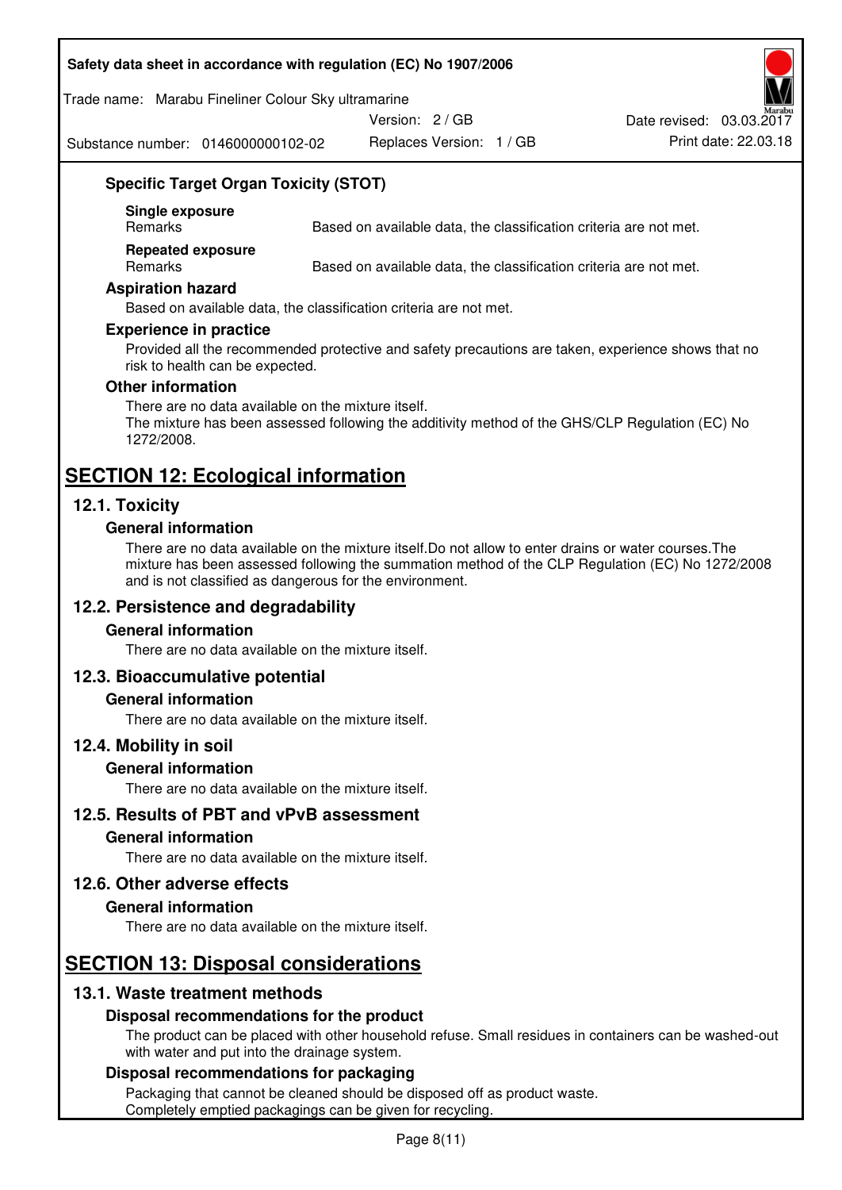### Specific Target Organ Toxicity (STOT)

**Single exposure**

| Remarks | Based on available data, the classification criteria are not met. |
|---|---|

**Repeated exposure**

| Remarks | Based on available data, the classification criteria are not met. |
|---|---|

### Aspiration hazard

Based on available data, the classification criteria are not met.

### Experience in practice

Provided all the recommended protective and safety precautions are taken, experience shows that no risk to health can be expected.

### Other information

There are no data available on the mixture itself.
The mixture has been assessed following the additivity method of the GHS/CLP Regulation (EC) No 1272/2008.

# SECTION 12: Ecological information

## 12.1. Toxicity

### General information

There are no data available on the mixture itself.Do not allow to enter drains or water courses.The mixture has been assessed following the summation method of the CLP Regulation (EC) No 1272/2008 and is not classified as dangerous for the environment.

## 12.2. Persistence and degradability

### General information

There are no data available on the mixture itself.

## 12.3. Bioaccumulative potential

### General information

There are no data available on the mixture itself.

## 12.4. Mobility in soil

### General information

There are no data available on the mixture itself.

## 12.5. Results of PBT and vPvB assessment

### General information

There are no data available on the mixture itself.

## 12.6. Other adverse effects

### General information

There are no data available on the mixture itself.

# SECTION 13: Disposal considerations

## 13.1. Waste treatment methods

### Disposal recommendations for the product

The product can be placed with other household refuse. Small residues in containers can be washed-out with water and put into the drainage system.

### Disposal recommendations for packaging

Packaging that cannot be cleaned should be disposed off as product waste.
Completely emptied packagings can be given for recycling.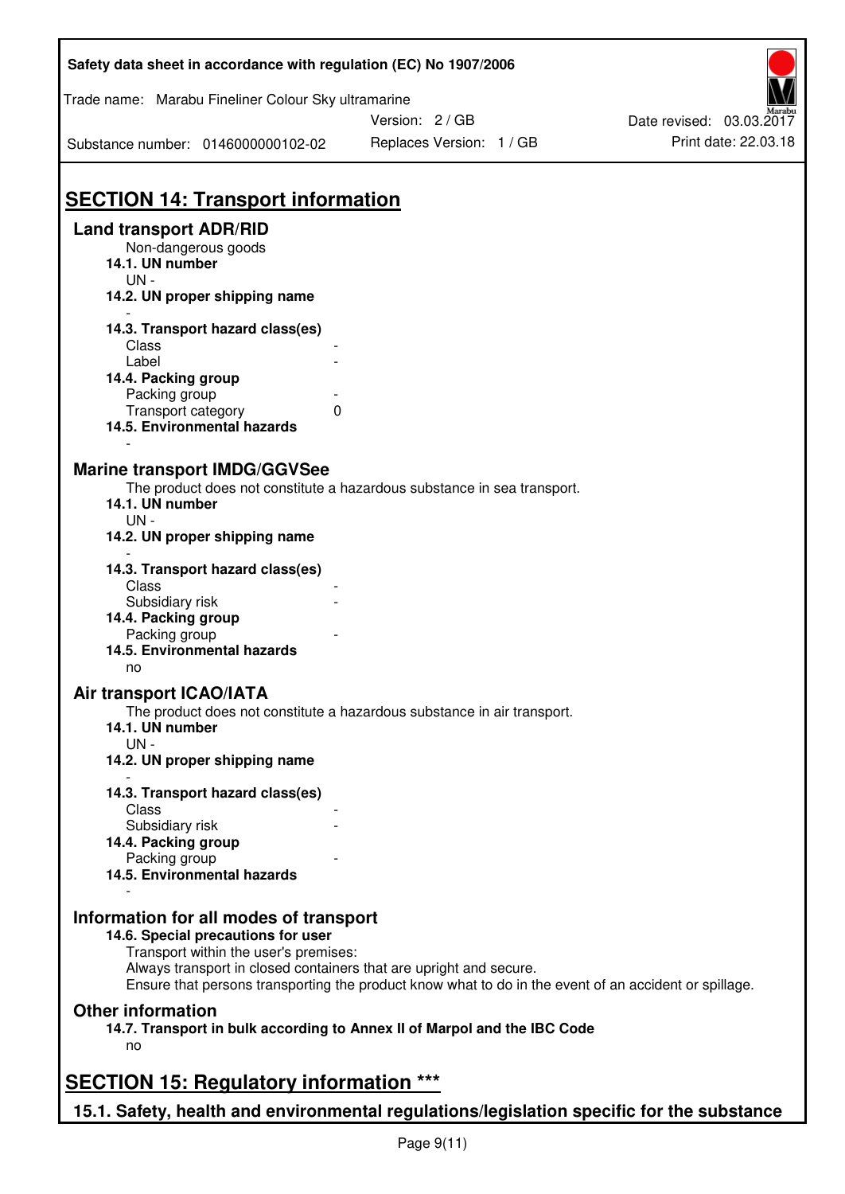## SECTION 14: Transport information

### Land transport ADR/RID

Non-dangerous goods

**14.1. UN number**

UN -

**14.2. UN proper shipping name**

-

**14.3. Transport hazard class(es)**

| | |
|---|---|
| Class | - |
| Label | - |

**14.4. Packing group**

| | |
|---|---|
| Packing group | - |
| Transport category | 0 |

**14.5. Environmental hazards**

-

### Marine transport IMDG/GGVSee

The product does not constitute a hazardous substance in sea transport.

**14.1. UN number**

UN -

**14.2. UN proper shipping name**

-

**14.3. Transport hazard class(es)**

| | |
|---|---|
| Class | - |
| Subsidiary risk | - |

**14.4. Packing group**

| | |
|---|---|
| Packing group | - |

**14.5. Environmental hazards**

no

### Air transport ICAO/IATA

The product does not constitute a hazardous substance in air transport.

**14.1. UN number**

UN -

**14.2. UN proper shipping name**

-

**14.3. Transport hazard class(es)**

| | |
|---|---|
| Class | - |
| Subsidiary risk | - |

**14.4. Packing group**

| | |
|---|---|
| Packing group | - |

**14.5. Environmental hazards**

-

### Information for all modes of transport

**14.6. Special precautions for user**

Transport within the user's premises:
Always transport in closed containers that are upright and secure.
Ensure that persons transporting the product know what to do in the event of an accident or spillage.

### Other information

**14.7. Transport in bulk according to Annex II of Marpol and the IBC Code**

no

## SECTION 15: Regulatory information ***

### 15.1. Safety, health and environmental regulations/legislation specific for the substance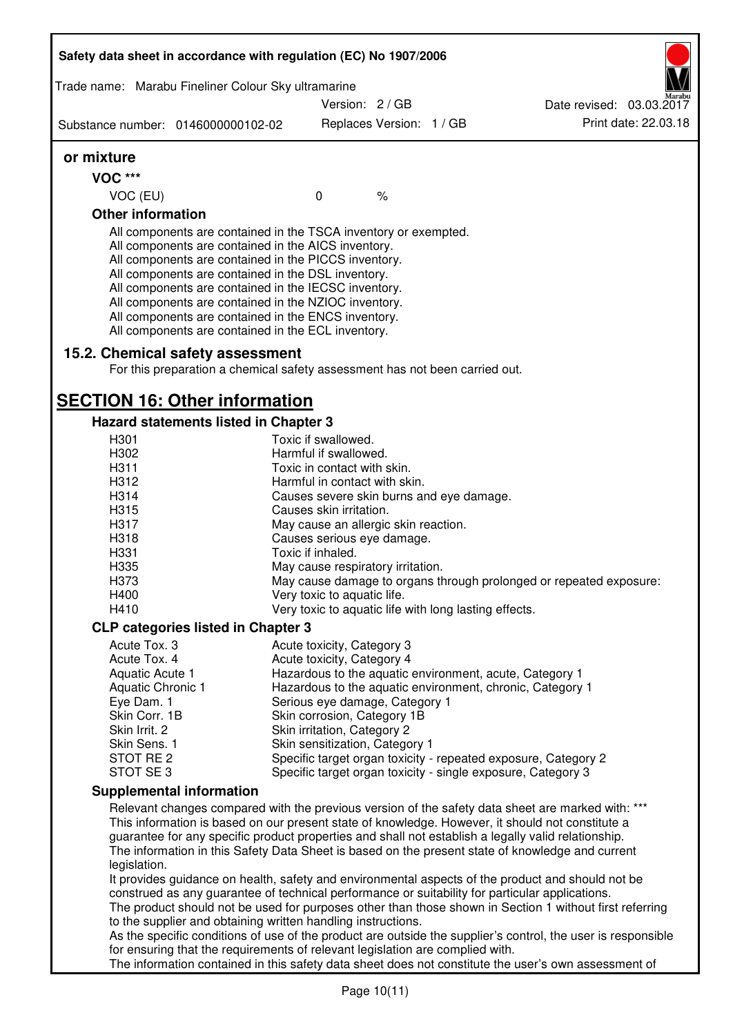**or mixture**

**VOC \*\*\***

| VOC (EU) | 0 | % |
|---|---|---|

**Other information**

All components are contained in the TSCA inventory or exempted.
All components are contained in the AICS inventory.
All components are contained in the PICCS inventory.
All components are contained in the DSL inventory.
All components are contained in the IECSC inventory.
All components are contained in the NZIOC inventory.
All components are contained in the ENCS inventory.
All components are contained in the ECL inventory.

## 15.2. Chemical safety assessment

For this preparation a chemical safety assessment has not been carried out.

# SECTION 16: Other information

### Hazard statements listed in Chapter 3

| | |
|---|---|
| H301 | Toxic if swallowed. |
| H302 | Harmful if swallowed. |
| H311 | Toxic in contact with skin. |
| H312 | Harmful in contact with skin. |
| H314 | Causes severe skin burns and eye damage. |
| H315 | Causes skin irritation. |
| H317 | May cause an allergic skin reaction. |
| H318 | Causes serious eye damage. |
| H331 | Toxic if inhaled. |
| H335 | May cause respiratory irritation. |
| H373 | May cause damage to organs through prolonged or repeated exposure: |
| H400 | Very toxic to aquatic life. |
| H410 | Very toxic to aquatic life with long lasting effects. |

### CLP categories listed in Chapter 3

| | |
|---|---|
| Acute Tox. 3 | Acute toxicity, Category 3 |
| Acute Tox. 4 | Acute toxicity, Category 4 |
| Aquatic Acute 1 | Hazardous to the aquatic environment, acute, Category 1 |
| Aquatic Chronic 1 | Hazardous to the aquatic environment, chronic, Category 1 |
| Eye Dam. 1 | Serious eye damage, Category 1 |
| Skin Corr. 1B | Skin corrosion, Category 1B |
| Skin Irrit. 2 | Skin irritation, Category 2 |
| Skin Sens. 1 | Skin sensitization, Category 1 |
| STOT RE 2 | Specific target organ toxicity - repeated exposure, Category 2 |
| STOT SE 3 | Specific target organ toxicity - single exposure, Category 3 |

### Supplemental information

Relevant changes compared with the previous version of the safety data sheet are marked with: \*\*\*
This information is based on our present state of knowledge. However, it should not constitute a guarantee for any specific product properties and shall not establish a legally valid relationship.
The information in this Safety Data Sheet is based on the present state of knowledge and current legislation.
It provides guidance on health, safety and environmental aspects of the product and should not be construed as any guarantee of technical performance or suitability for particular applications.
The product should not be used for purposes other than those shown in Section 1 without first referring to the supplier and obtaining written handling instructions.
As the specific conditions of use of the product are outside the supplier's control, the user is responsible for ensuring that the requirements of relevant legislation are complied with.
The information contained in this safety data sheet does not constitute the user's own assessment of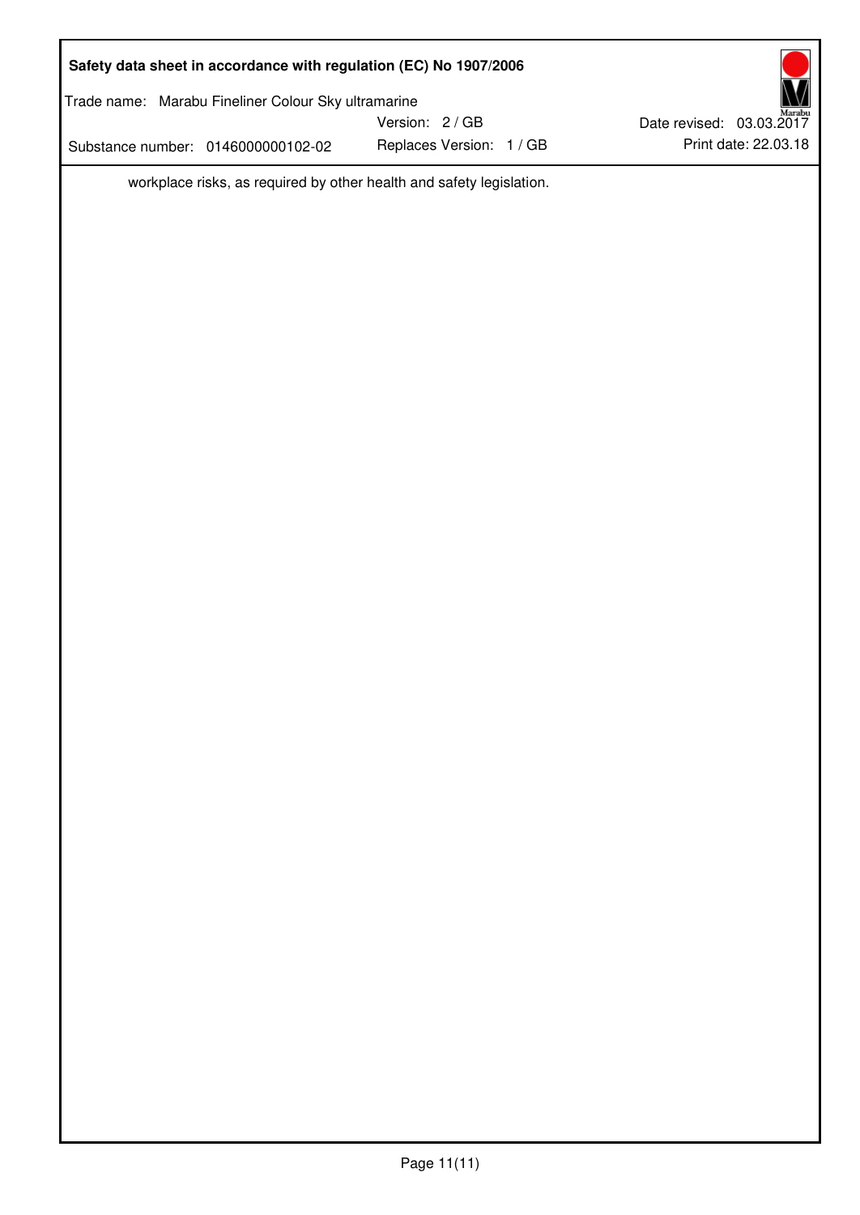workplace risks, as required by other health and safety legislation.